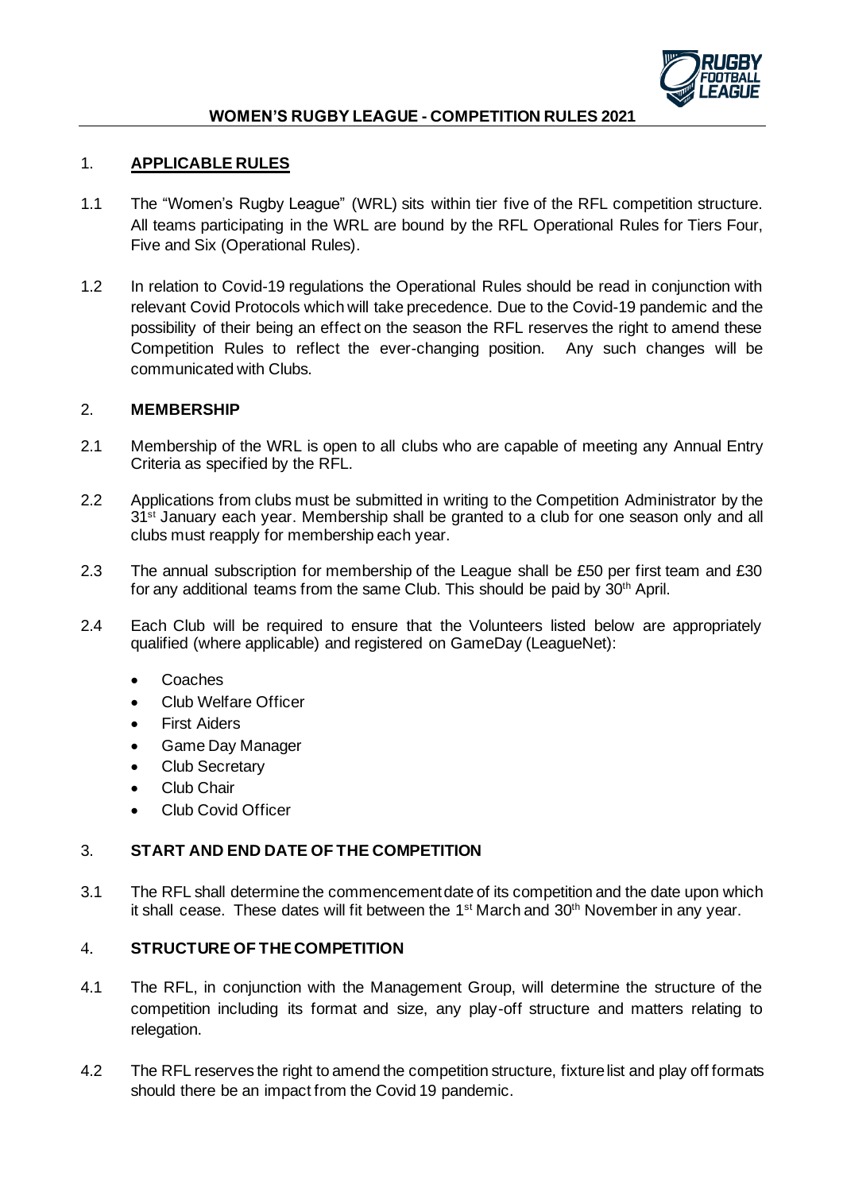# WOMEN'S RUGBY LEAGUE - COMPETITION RULES 2021

## 1. APPLICABLE RULES

1.1 The "Women's Rugby League" (WRL) sits within tier five of the RFL competition structure. All teams participating in the WRL are bound by the RFL Operational Rules for Tiers Four, Five and Six (Operational Rules).

1.2 In relation to Covid-19 regulations the Operational Rules should be read in conjunction with relevant Covid Protocols which will take precedence. Due to the Covid-19 pandemic and the possibility of their being an effect on the season the RFL reserves the right to amend these Competition Rules to reflect the ever-changing position. Any such changes will be communicated with Clubs.

## 2. MEMBERSHIP

2.1 Membership of the WRL is open to all clubs who are capable of meeting any Annual Entry Criteria as specified by the RFL.

2.2 Applications from clubs must be submitted in writing to the Competition Administrator by the 31st January each year. Membership shall be granted to a club for one season only and all clubs must reapply for membership each year.

2.3 The annual subscription for membership of the League shall be £50 per first team and £30 for any additional teams from the same Club. This should be paid by 30th April.

2.4 Each Club will be required to ensure that the Volunteers listed below are appropriately qualified (where applicable) and registered on GameDay (LeagueNet):

- Coaches
- Club Welfare Officer
- First Aiders
- Game Day Manager
- Club Secretary
- Club Chair
- Club Covid Officer

## 3. START AND END DATE OF THE COMPETITION

3.1 The RFL shall determine the commencement date of its competition and the date upon which it shall cease. These dates will fit between the 1st March and 30th November in any year.

## 4. STRUCTURE OF THE COMPETITION

4.1 The RFL, in conjunction with the Management Group, will determine the structure of the competition including its format and size, any play-off structure and matters relating to relegation.

4.2 The RFL reserves the right to amend the competition structure, fixture list and play off formats should there be an impact from the Covid 19 pandemic.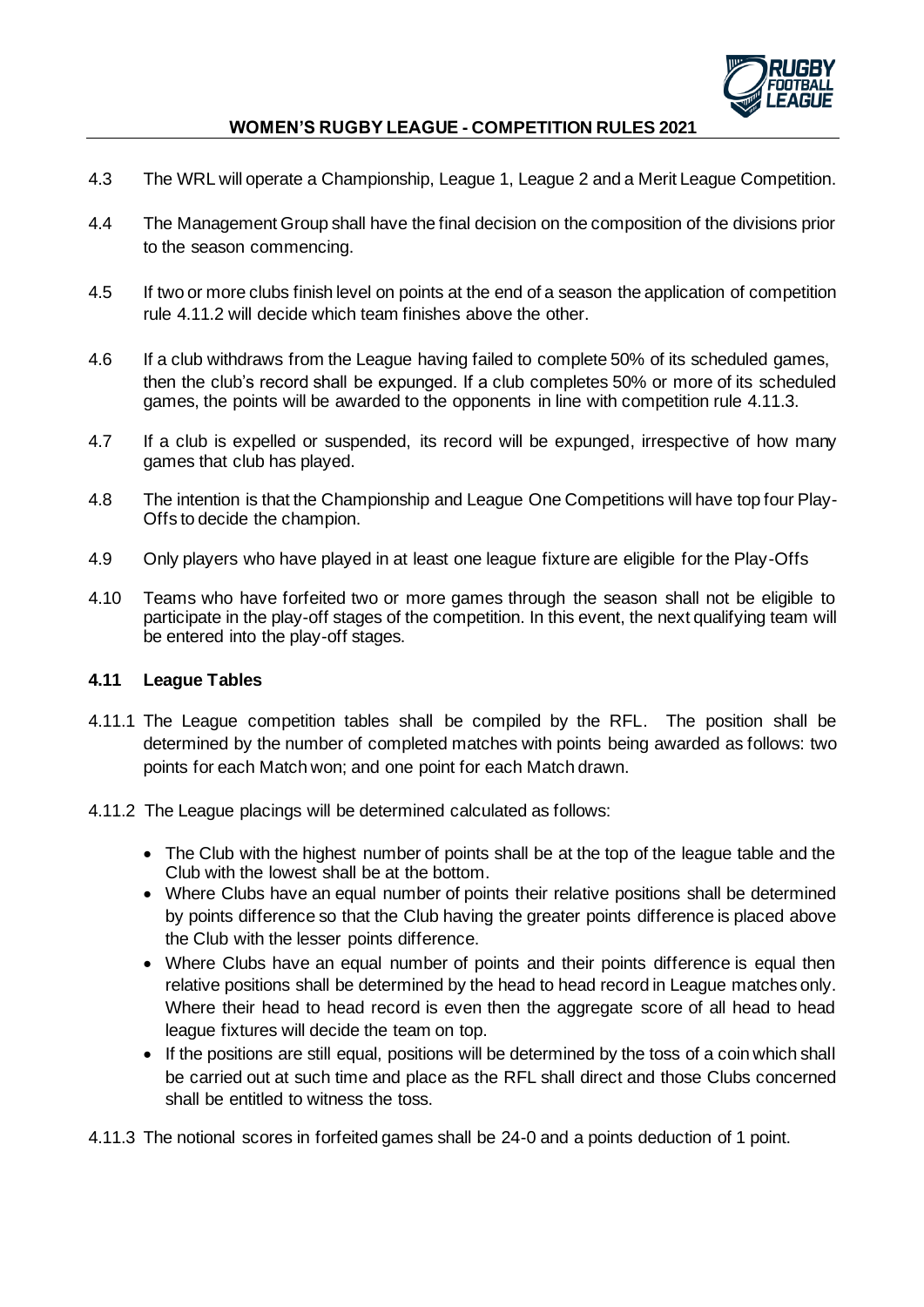4.3 The WRL will operate a Championship, League 1, League 2 and a Merit League Competition.

4.4 The Management Group shall have the final decision on the composition of the divisions prior to the season commencing.

4.5 If two or more clubs finish level on points at the end of a season the application of competition rule 4.11.2 will decide which team finishes above the other.

4.6 If a club withdraws from the League having failed to complete 50% of its scheduled games, then the club's record shall be expunged. If a club completes 50% or more of its scheduled games, the points will be awarded to the opponents in line with competition rule 4.11.3.

4.7 If a club is expelled or suspended, its record will be expunged, irrespective of how many games that club has played.

4.8 The intention is that the Championship and League One Competitions will have top four Play-Offs to decide the champion.

4.9 Only players who have played in at least one league fixture are eligible for the Play-Offs

4.10 Teams who have forfeited two or more games through the season shall not be eligible to participate in the play-off stages of the competition. In this event, the next qualifying team will be entered into the play-off stages.

**4.11 League Tables**

4.11.1 The League competition tables shall be compiled by the RFL. The position shall be determined by the number of completed matches with points being awarded as follows: two points for each Match won; and one point for each Match drawn.

4.11.2 The League placings will be determined calculated as follows:

- The Club with the highest number of points shall be at the top of the league table and the Club with the lowest shall be at the bottom.
- Where Clubs have an equal number of points their relative positions shall be determined by points difference so that the Club having the greater points difference is placed above the Club with the lesser points difference.
- Where Clubs have an equal number of points and their points difference is equal then relative positions shall be determined by the head to head record in League matches only. Where their head to head record is even then the aggregate score of all head to head league fixtures will decide the team on top.
- If the positions are still equal, positions will be determined by the toss of a coin which shall be carried out at such time and place as the RFL shall direct and those Clubs concerned shall be entitled to witness the toss.

4.11.3 The notional scores in forfeited games shall be 24-0 and a points deduction of 1 point.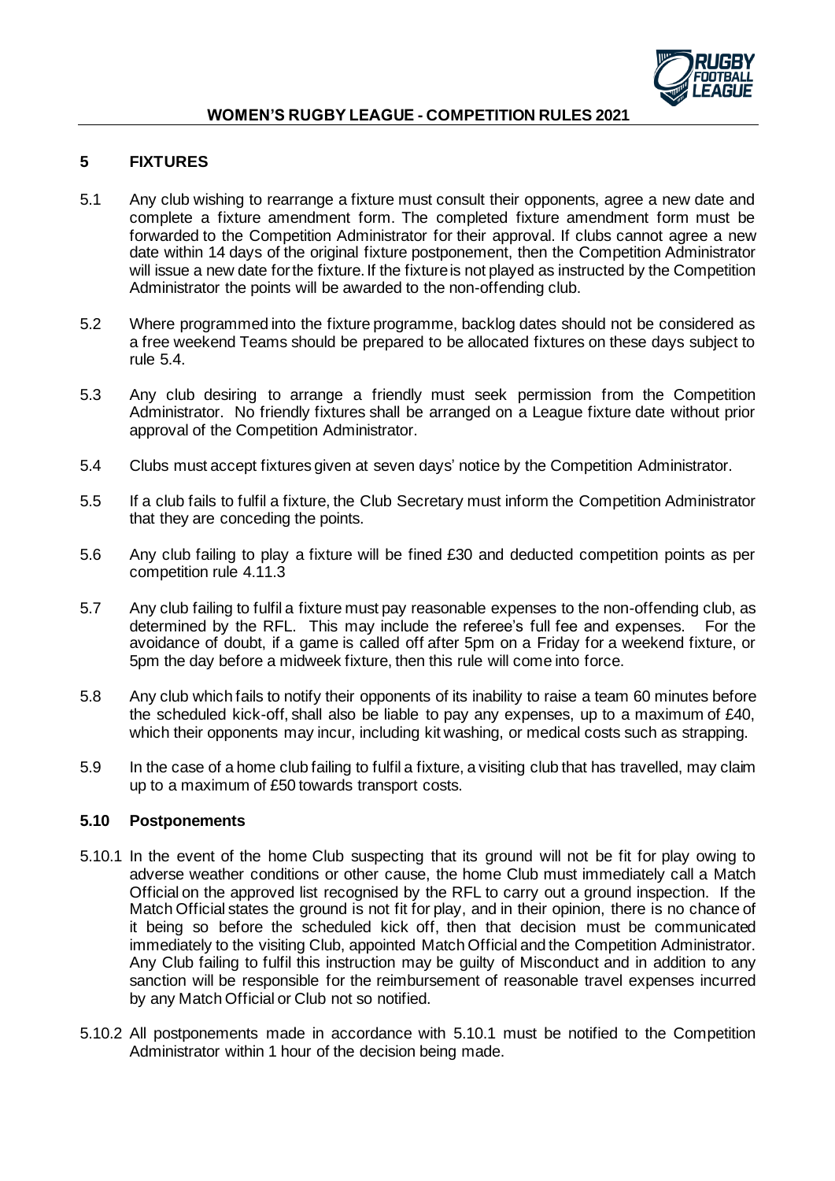## 5 FIXTURES

5.1 Any club wishing to rearrange a fixture must consult their opponents, agree a new date and complete a fixture amendment form. The completed fixture amendment form must be forwarded to the Competition Administrator for their approval. If clubs cannot agree a new date within 14 days of the original fixture postponement, then the Competition Administrator will issue a new date for the fixture. If the fixture is not played as instructed by the Competition Administrator the points will be awarded to the non-offending club.

5.2 Where programmed into the fixture programme, backlog dates should not be considered as a free weekend Teams should be prepared to be allocated fixtures on these days subject to rule 5.4.

5.3 Any club desiring to arrange a friendly must seek permission from the Competition Administrator. No friendly fixtures shall be arranged on a League fixture date without prior approval of the Competition Administrator.

5.4 Clubs must accept fixtures given at seven days' notice by the Competition Administrator.

5.5 If a club fails to fulfil a fixture, the Club Secretary must inform the Competition Administrator that they are conceding the points.

5.6 Any club failing to play a fixture will be fined £30 and deducted competition points as per competition rule 4.11.3

5.7 Any club failing to fulfil a fixture must pay reasonable expenses to the non-offending club, as determined by the RFL. This may include the referee's full fee and expenses. For the avoidance of doubt, if a game is called off after 5pm on a Friday for a weekend fixture, or 5pm the day before a midweek fixture, then this rule will come into force.

5.8 Any club which fails to notify their opponents of its inability to raise a team 60 minutes before the scheduled kick-off, shall also be liable to pay any expenses, up to a maximum of £40, which their opponents may incur, including kit washing, or medical costs such as strapping.

5.9 In the case of a home club failing to fulfil a fixture, a visiting club that has travelled, may claim up to a maximum of £50 towards transport costs.

### 5.10 Postponements

5.10.1 In the event of the home Club suspecting that its ground will not be fit for play owing to adverse weather conditions or other cause, the home Club must immediately call a Match Official on the approved list recognised by the RFL to carry out a ground inspection. If the Match Official states the ground is not fit for play, and in their opinion, there is no chance of it being so before the scheduled kick off, then that decision must be communicated immediately to the visiting Club, appointed Match Official and the Competition Administrator. Any Club failing to fulfil this instruction may be guilty of Misconduct and in addition to any sanction will be responsible for the reimbursement of reasonable travel expenses incurred by any Match Official or Club not so notified.

5.10.2 All postponements made in accordance with 5.10.1 must be notified to the Competition Administrator within 1 hour of the decision being made.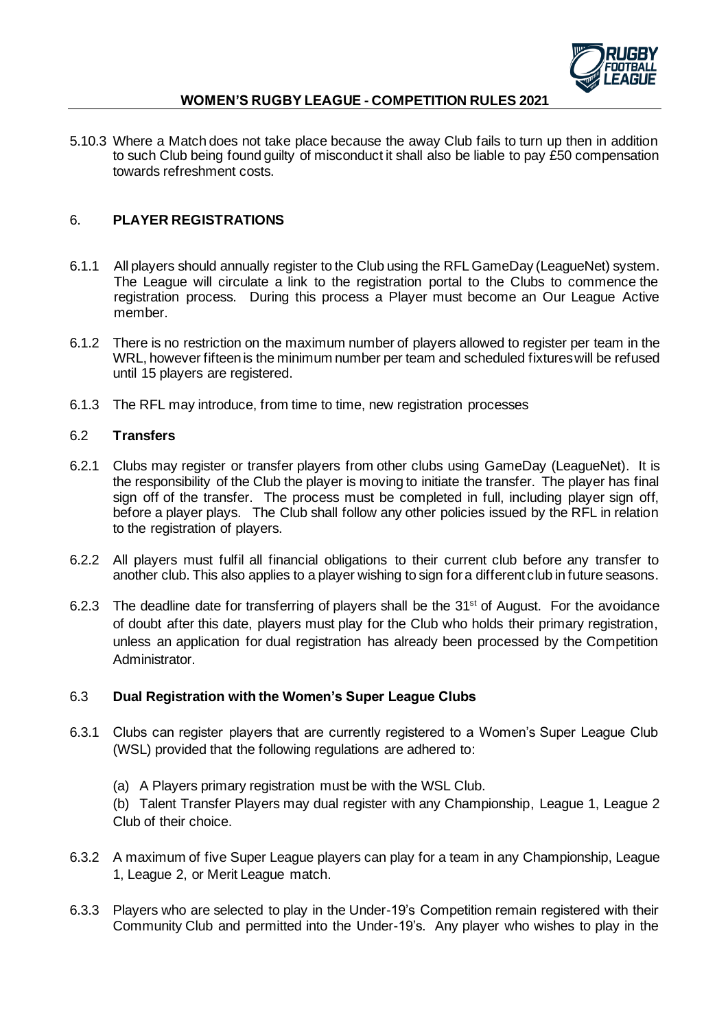5.10.3 Where a Match does not take place because the away Club fails to turn up then in addition to such Club being found guilty of misconduct it shall also be liable to pay £50 compensation towards refreshment costs.

## 6. PLAYER REGISTRATIONS

6.1.1 All players should annually register to the Club using the RFL GameDay (LeagueNet) system. The League will circulate a link to the registration portal to the Clubs to commence the registration process. During this process a Player must become an Our League Active member.

6.1.2 There is no restriction on the maximum number of players allowed to register per team in the WRL, however fifteen is the minimum number per team and scheduled fixtures will be refused until 15 players are registered.

6.1.3 The RFL may introduce, from time to time, new registration processes

### 6.2 Transfers

6.2.1 Clubs may register or transfer players from other clubs using GameDay (LeagueNet). It is the responsibility of the Club the player is moving to initiate the transfer. The player has final sign off of the transfer. The process must be completed in full, including player sign off, before a player plays. The Club shall follow any other policies issued by the RFL in relation to the registration of players.

6.2.2 All players must fulfil all financial obligations to their current club before any transfer to another club. This also applies to a player wishing to sign for a different club in future seasons.

6.2.3 The deadline date for transferring of players shall be the 31st of August. For the avoidance of doubt after this date, players must play for the Club who holds their primary registration, unless an application for dual registration has already been processed by the Competition Administrator.

### 6.3 Dual Registration with the Women's Super League Clubs

6.3.1 Clubs can register players that are currently registered to a Women's Super League Club (WSL) provided that the following regulations are adhered to:

(a) A Players primary registration must be with the WSL Club.

(b) Talent Transfer Players may dual register with any Championship, League 1, League 2 Club of their choice.

6.3.2 A maximum of five Super League players can play for a team in any Championship, League 1, League 2, or Merit League match.

6.3.3 Players who are selected to play in the Under-19's Competition remain registered with their Community Club and permitted into the Under-19's. Any player who wishes to play in the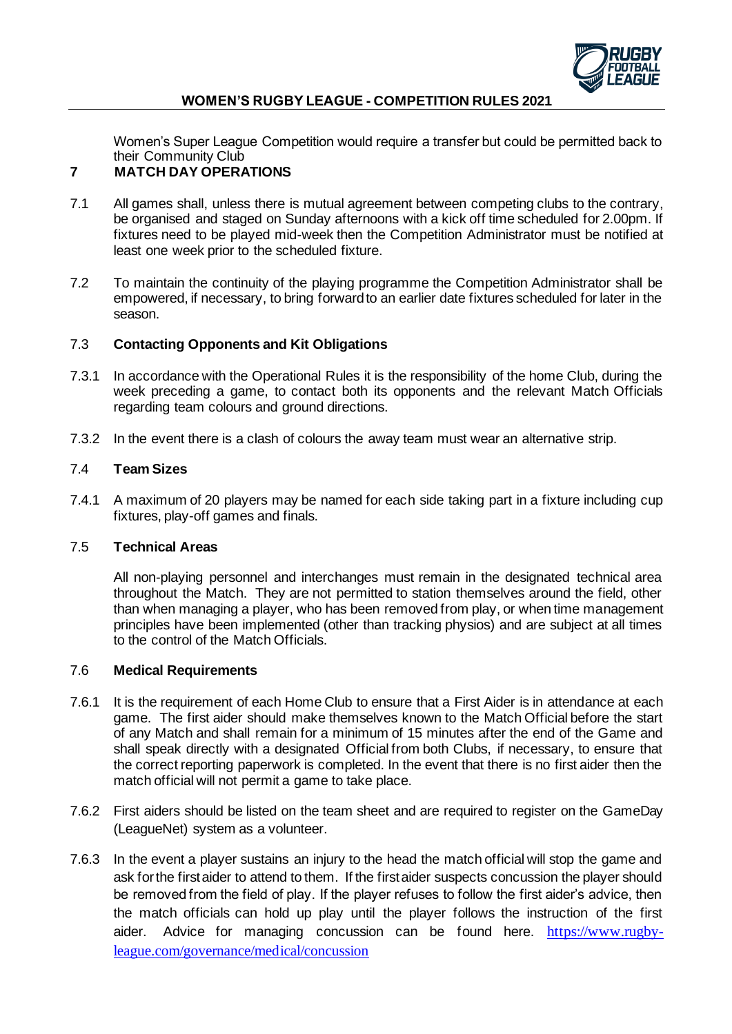Women's Super League Competition would require a transfer but could be permitted back to their Community Club

## 7 MATCH DAY OPERATIONS

7.1 All games shall, unless there is mutual agreement between competing clubs to the contrary, be organised and staged on Sunday afternoons with a kick off time scheduled for 2.00pm. If fixtures need to be played mid-week then the Competition Administrator must be notified at least one week prior to the scheduled fixture.

7.2 To maintain the continuity of the playing programme the Competition Administrator shall be empowered, if necessary, to bring forward to an earlier date fixtures scheduled for later in the season.

### 7.3 Contacting Opponents and Kit Obligations

7.3.1 In accordance with the Operational Rules it is the responsibility of the home Club, during the week preceding a game, to contact both its opponents and the relevant Match Officials regarding team colours and ground directions.

7.3.2 In the event there is a clash of colours the away team must wear an alternative strip.

### 7.4 Team Sizes

7.4.1 A maximum of 20 players may be named for each side taking part in a fixture including cup fixtures, play-off games and finals.

### 7.5 Technical Areas

All non-playing personnel and interchanges must remain in the designated technical area throughout the Match. They are not permitted to station themselves around the field, other than when managing a player, who has been removed from play, or when time management principles have been implemented (other than tracking physios) and are subject at all times to the control of the Match Officials.

### 7.6 Medical Requirements

7.6.1 It is the requirement of each Home Club to ensure that a First Aider is in attendance at each game. The first aider should make themselves known to the Match Official before the start of any Match and shall remain for a minimum of 15 minutes after the end of the Game and shall speak directly with a designated Official from both Clubs, if necessary, to ensure that the correct reporting paperwork is completed. In the event that there is no first aider then the match official will not permit a game to take place.

7.6.2 First aiders should be listed on the team sheet and are required to register on the GameDay (LeagueNet) system as a volunteer.

7.6.3 In the event a player sustains an injury to the head the match official will stop the game and ask for the first aider to attend to them. If the first aider suspects concussion the player should be removed from the field of play. If the player refuses to follow the first aider's advice, then the match officials can hold up play until the player follows the instruction of the first aider. Advice for managing concussion can be found here. https://www.rugby-league.com/governance/medical/concussion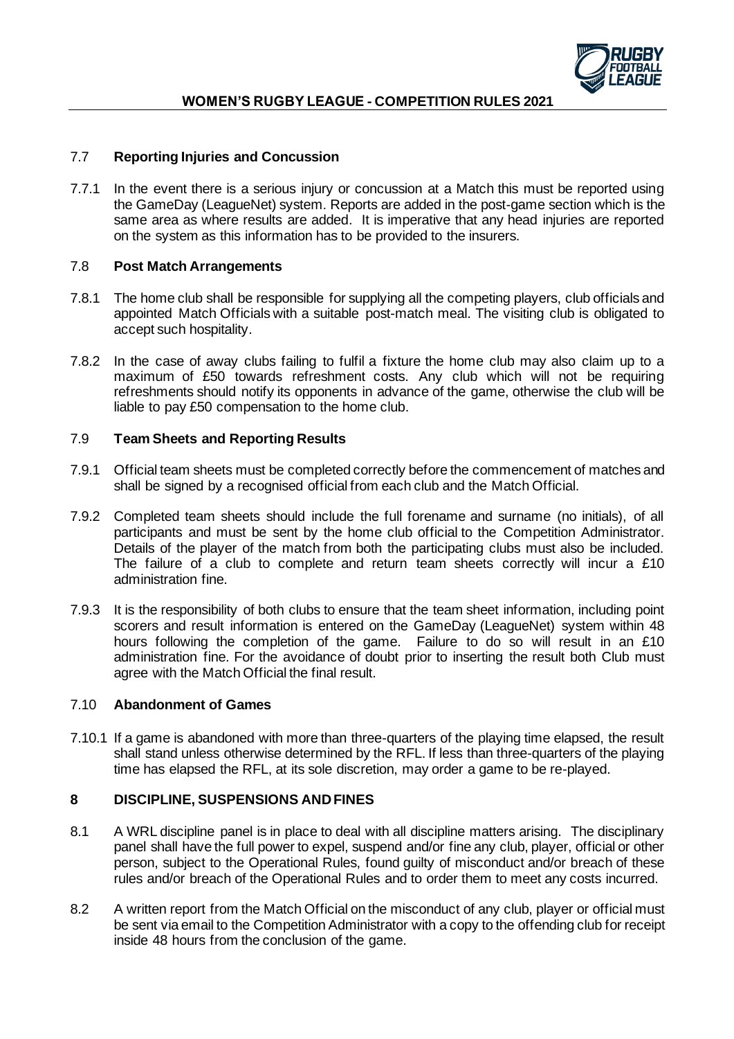### 7.7 Reporting Injuries and Concussion

7.7.1 In the event there is a serious injury or concussion at a Match this must be reported using the GameDay (LeagueNet) system. Reports are added in the post-game section which is the same area as where results are added. It is imperative that any head injuries are reported on the system as this information has to be provided to the insurers.

### 7.8 Post Match Arrangements

7.8.1 The home club shall be responsible for supplying all the competing players, club officials and appointed Match Officials with a suitable post-match meal. The visiting club is obligated to accept such hospitality.

7.8.2 In the case of away clubs failing to fulfil a fixture the home club may also claim up to a maximum of £50 towards refreshment costs. Any club which will not be requiring refreshments should notify its opponents in advance of the game, otherwise the club will be liable to pay £50 compensation to the home club.

### 7.9 Team Sheets and Reporting Results

7.9.1 Official team sheets must be completed correctly before the commencement of matches and shall be signed by a recognised official from each club and the Match Official.

7.9.2 Completed team sheets should include the full forename and surname (no initials), of all participants and must be sent by the home club official to the Competition Administrator. Details of the player of the match from both the participating clubs must also be included. The failure of a club to complete and return team sheets correctly will incur a £10 administration fine.

7.9.3 It is the responsibility of both clubs to ensure that the team sheet information, including point scorers and result information is entered on the GameDay (LeagueNet) system within 48 hours following the completion of the game. Failure to do so will result in an £10 administration fine. For the avoidance of doubt prior to inserting the result both Club must agree with the Match Official the final result.

### 7.10 Abandonment of Games

7.10.1 If a game is abandoned with more than three-quarters of the playing time elapsed, the result shall stand unless otherwise determined by the RFL. If less than three-quarters of the playing time has elapsed the RFL, at its sole discretion, may order a game to be re-played.

## 8 DISCIPLINE, SUSPENSIONS AND FINES

8.1 A WRL discipline panel is in place to deal with all discipline matters arising. The disciplinary panel shall have the full power to expel, suspend and/or fine any club, player, official or other person, subject to the Operational Rules, found guilty of misconduct and/or breach of these rules and/or breach of the Operational Rules and to order them to meet any costs incurred.

8.2 A written report from the Match Official on the misconduct of any club, player or official must be sent via email to the Competition Administrator with a copy to the offending club for receipt inside 48 hours from the conclusion of the game.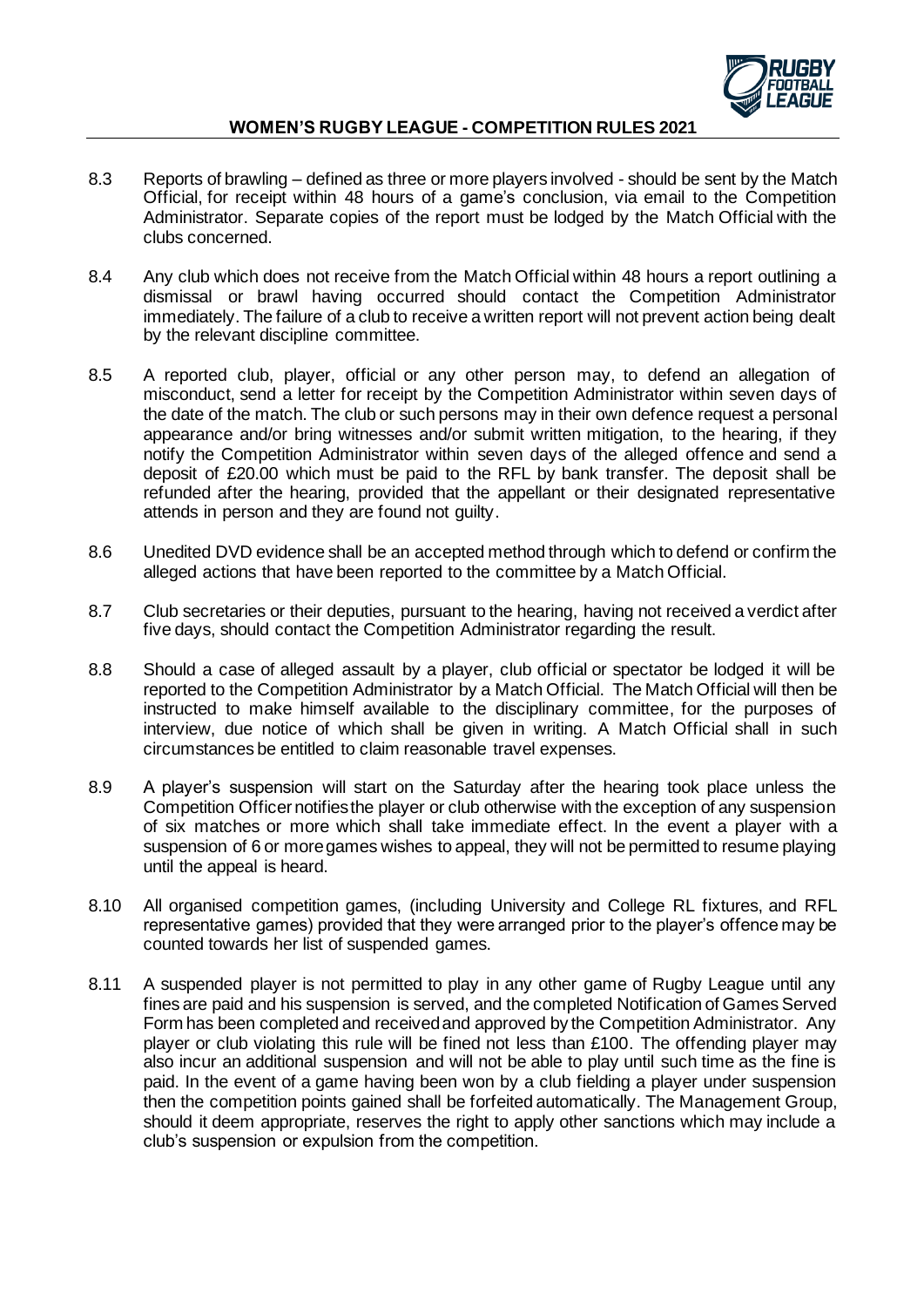8.3 Reports of brawling – defined as three or more players involved - should be sent by the Match Official, for receipt within 48 hours of a game's conclusion, via email to the Competition Administrator. Separate copies of the report must be lodged by the Match Official with the clubs concerned.

8.4 Any club which does not receive from the Match Official within 48 hours a report outlining a dismissal or brawl having occurred should contact the Competition Administrator immediately. The failure of a club to receive a written report will not prevent action being dealt by the relevant discipline committee.

8.5 A reported club, player, official or any other person may, to defend an allegation of misconduct, send a letter for receipt by the Competition Administrator within seven days of the date of the match. The club or such persons may in their own defence request a personal appearance and/or bring witnesses and/or submit written mitigation, to the hearing, if they notify the Competition Administrator within seven days of the alleged offence and send a deposit of £20.00 which must be paid to the RFL by bank transfer. The deposit shall be refunded after the hearing, provided that the appellant or their designated representative attends in person and they are found not guilty.

8.6 Unedited DVD evidence shall be an accepted method through which to defend or confirm the alleged actions that have been reported to the committee by a Match Official.

8.7 Club secretaries or their deputies, pursuant to the hearing, having not received a verdict after five days, should contact the Competition Administrator regarding the result.

8.8 Should a case of alleged assault by a player, club official or spectator be lodged it will be reported to the Competition Administrator by a Match Official. The Match Official will then be instructed to make himself available to the disciplinary committee, for the purposes of interview, due notice of which shall be given in writing. A Match Official shall in such circumstances be entitled to claim reasonable travel expenses.

8.9 A player's suspension will start on the Saturday after the hearing took place unless the Competition Officer notifies the player or club otherwise with the exception of any suspension of six matches or more which shall take immediate effect. In the event a player with a suspension of 6 or more games wishes to appeal, they will not be permitted to resume playing until the appeal is heard.

8.10 All organised competition games, (including University and College RL fixtures, and RFL representative games) provided that they were arranged prior to the player's offence may be counted towards her list of suspended games.

8.11 A suspended player is not permitted to play in any other game of Rugby League until any fines are paid and his suspension is served, and the completed Notification of Games Served Form has been completed and received and approved by the Competition Administrator. Any player or club violating this rule will be fined not less than £100. The offending player may also incur an additional suspension and will not be able to play until such time as the fine is paid. In the event of a game having been won by a club fielding a player under suspension then the competition points gained shall be forfeited automatically. The Management Group, should it deem appropriate, reserves the right to apply other sanctions which may include a club's suspension or expulsion from the competition.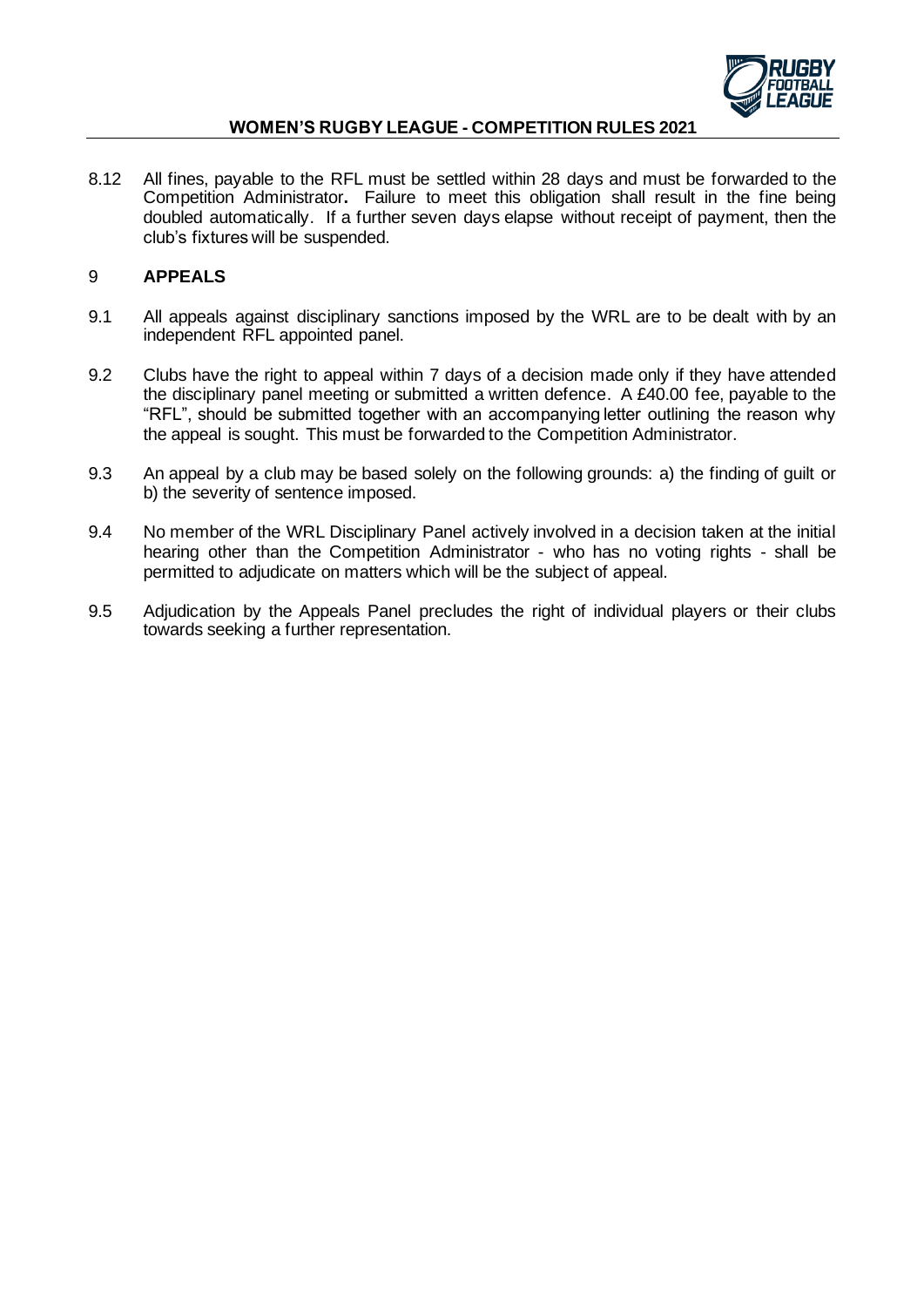8.12 All fines, payable to the RFL must be settled within 28 days and must be forwarded to the Competition Administrator**.** Failure to meet this obligation shall result in the fine being doubled automatically. If a further seven days elapse without receipt of payment, then the club's fixtures will be suspended.

## 9 APPEALS

9.1 All appeals against disciplinary sanctions imposed by the WRL are to be dealt with by an independent RFL appointed panel.

9.2 Clubs have the right to appeal within 7 days of a decision made only if they have attended the disciplinary panel meeting or submitted a written defence. A £40.00 fee, payable to the "RFL", should be submitted together with an accompanying letter outlining the reason why the appeal is sought. This must be forwarded to the Competition Administrator.

9.3 An appeal by a club may be based solely on the following grounds: a) the finding of guilt or b) the severity of sentence imposed.

9.4 No member of the WRL Disciplinary Panel actively involved in a decision taken at the initial hearing other than the Competition Administrator - who has no voting rights - shall be permitted to adjudicate on matters which will be the subject of appeal.

9.5 Adjudication by the Appeals Panel precludes the right of individual players or their clubs towards seeking a further representation.